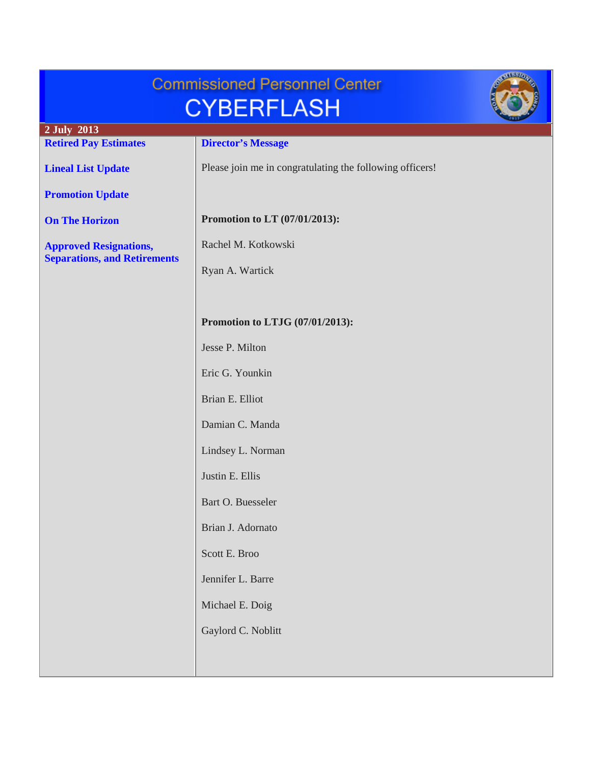# Commissioned Personnel Center CYBERFLASH

**2 July 2013**

- **Retired Pay Estimates**
- **Lineal List Update**
- **Promotion Update**
- **On The Horizon**
- **Approved Resignations, Separations, and Retirements**

## Director's Message

Please join me in congratulating the following officers!

**Promotion to LT (07/01/2013):**

Rachel M. Kotkowski

Ryan A. Wartick

**Promotion to LTJG (07/01/2013):**

Jesse P. Milton

Eric G. Younkin

Brian E. Elliot

Damian C. Manda

Lindsey L. Norman

Justin E. Ellis

Bart O. Buesseler

Brian J. Adornato

Scott E. Broo

Jennifer L. Barre

Michael E. Doig

Gaylord C. Noblitt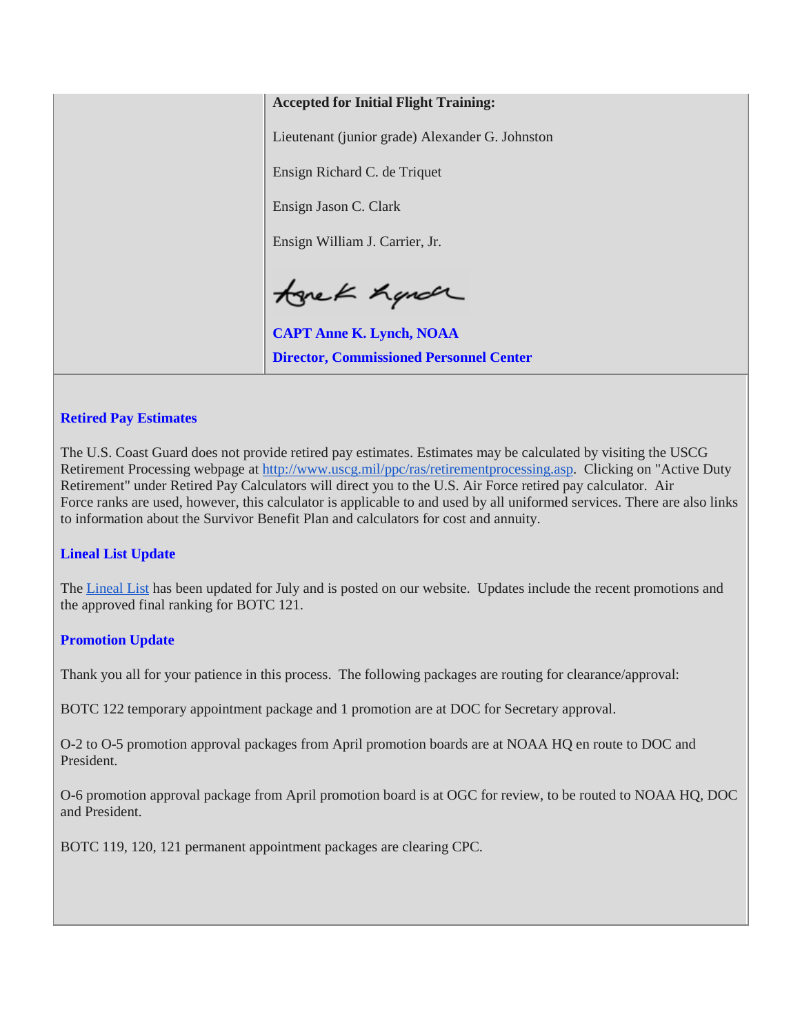**Accepted for Initial Flight Training:**

Lieutenant (junior grade) Alexander G. Johnston

Ensign Richard C. de Triquet

Ensign Jason C. Clark

Ensign William J. Carrier, Jr.

**CAPT Anne K. Lynch, NOAA**

**Director, Commissioned Personnel Center**

### Retired Pay Estimates

The U.S. Coast Guard does not provide retired pay estimates. Estimates may be calculated by visiting the USCG Retirement Processing webpage at http://www.uscg.mil/ppc/ras/retirementprocessing.asp. Clicking on "Active Duty Retirement" under Retired Pay Calculators will direct you to the U.S. Air Force retired pay calculator. Air Force ranks are used, however, this calculator is applicable to and used by all uniformed services. There are also links to information about the Survivor Benefit Plan and calculators for cost and annuity.

### Lineal List Update

The Lineal List has been updated for July and is posted on our website. Updates include the recent promotions and the approved final ranking for BOTC 121.

### Promotion Update

Thank you all for your patience in this process. The following packages are routing for clearance/approval:

BOTC 122 temporary appointment package and 1 promotion are at DOC for Secretary approval.

O-2 to O-5 promotion approval packages from April promotion boards are at NOAA HQ en route to DOC and President.

O-6 promotion approval package from April promotion board is at OGC for review, to be routed to NOAA HQ, DOC and President.

BOTC 119, 120, 121 permanent appointment packages are clearing CPC.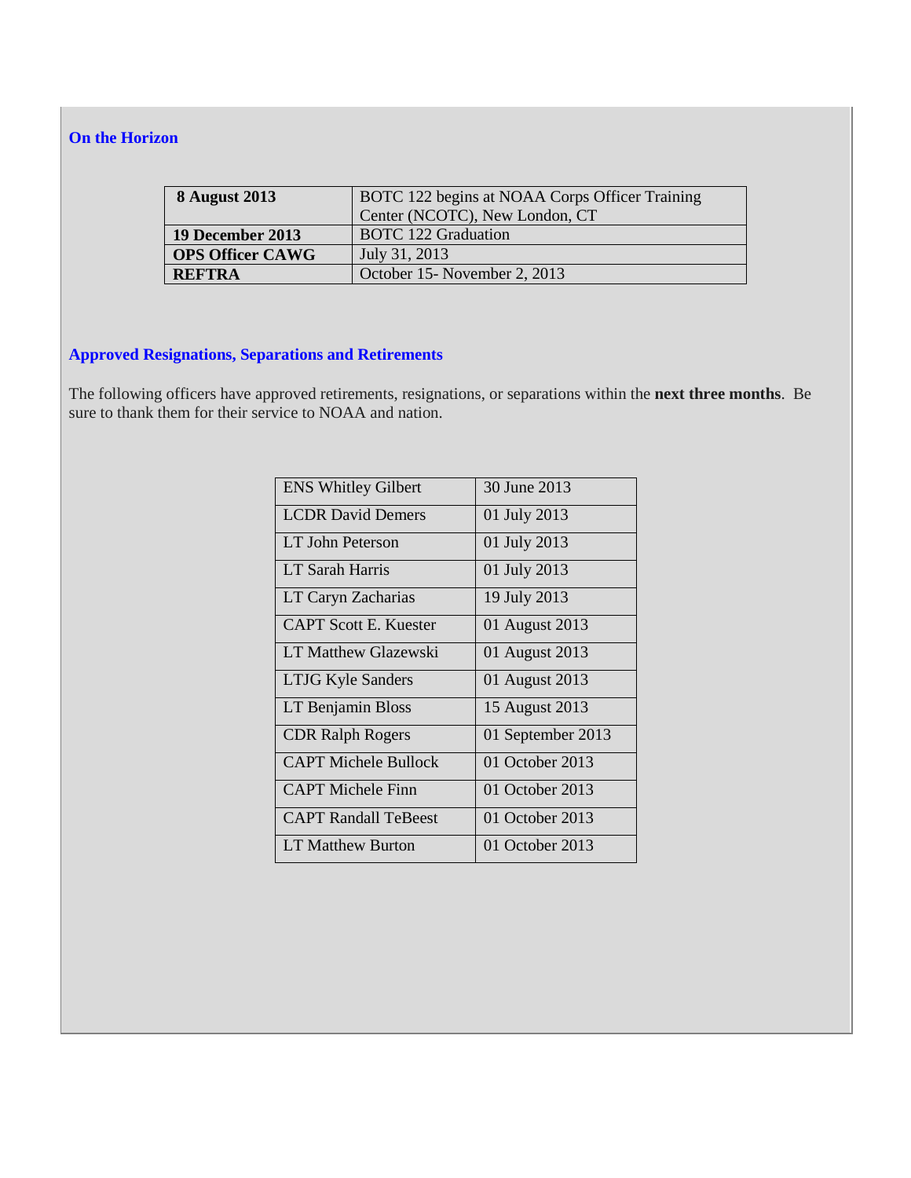## On the Horizon

| | |
|---|---|
| **8 August 2013** | BOTC 122 begins at NOAA Corps Officer Training Center (NCOTC), New London, CT |
| **19 December 2013** | BOTC 122 Graduation |
| **OPS Officer CAWG** | July 31, 2013 |
| **REFTRA** | October 15- November 2, 2013 |

## Approved Resignations, Separations and Retirements

The following officers have approved retirements, resignations, or separations within the **next three months**. Be sure to thank them for their service to NOAA and nation.

| | |
|---|---|
| ENS Whitley Gilbert | 30 June 2013 |
| LCDR David Demers | 01 July 2013 |
| LT John Peterson | 01 July 2013 |
| LT Sarah Harris | 01 July 2013 |
| LT Caryn Zacharias | 19 July 2013 |
| CAPT Scott E. Kuester | 01 August 2013 |
| LT Matthew Glazewski | 01 August 2013 |
| LTJG Kyle Sanders | 01 August 2013 |
| LT Benjamin Bloss | 15 August 2013 |
| CDR Ralph Rogers | 01 September 2013 |
| CAPT Michele Bullock | 01 October 2013 |
| CAPT Michele Finn | 01 October 2013 |
| CAPT Randall TeBeest | 01 October 2013 |
| LT Matthew Burton | 01 October 2013 |